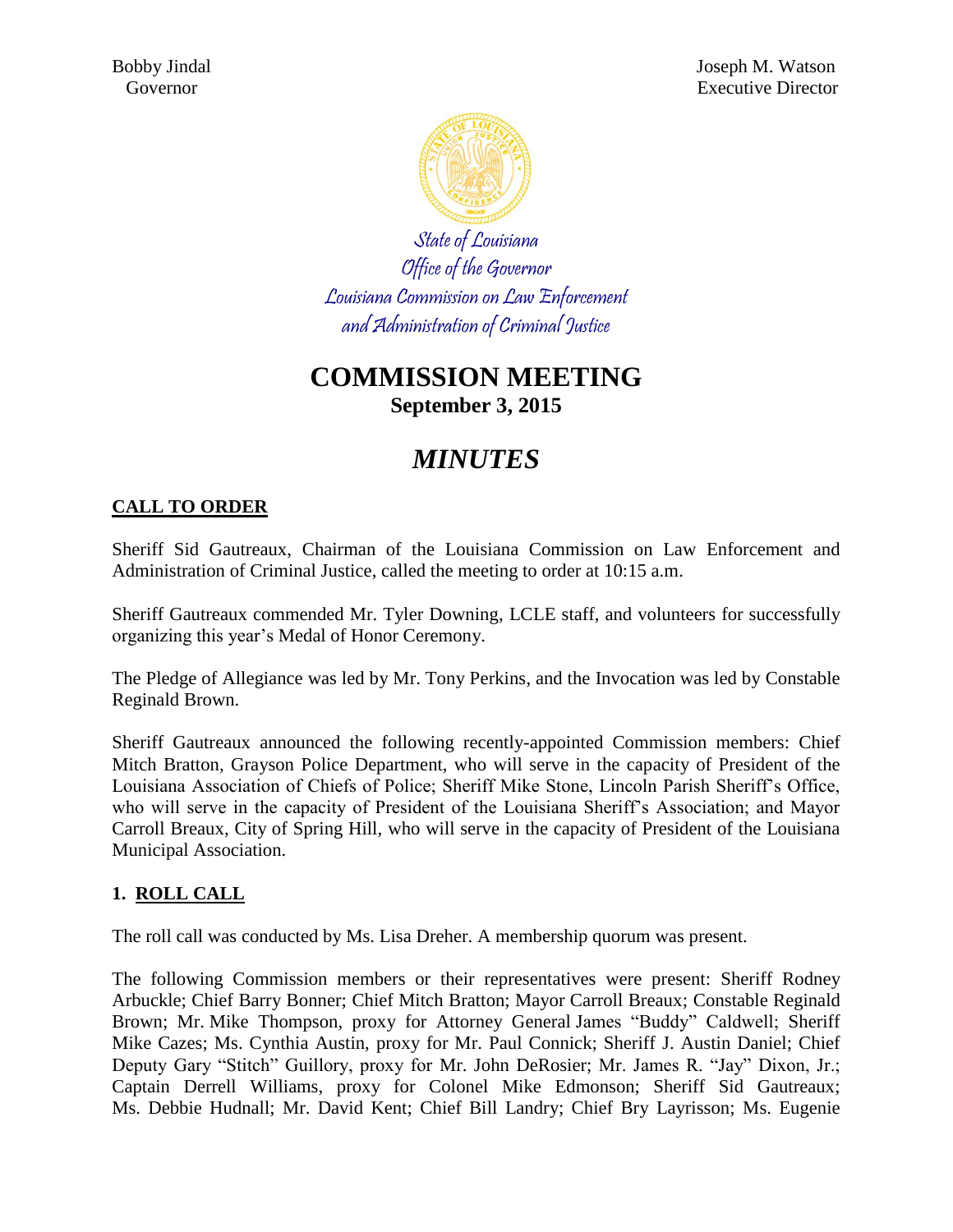Bobby Jindal
Governor

Joseph M. Watson
Executive Director

*State of Louisiana*
*Office of the Governor*
*Louisiana Commission on Law Enforcement*
*and Administration of Criminal Justice*

# COMMISSION MEETING

**September 3, 2015**

# *MINUTES*

## CALL TO ORDER

Sheriff Sid Gautreaux, Chairman of the Louisiana Commission on Law Enforcement and Administration of Criminal Justice, called the meeting to order at 10:15 a.m.

Sheriff Gautreaux commended Mr. Tyler Downing, LCLE staff, and volunteers for successfully organizing this year's Medal of Honor Ceremony.

The Pledge of Allegiance was led by Mr. Tony Perkins, and the Invocation was led by Constable Reginald Brown.

Sheriff Gautreaux announced the following recently-appointed Commission members: Chief Mitch Bratton, Grayson Police Department, who will serve in the capacity of President of the Louisiana Association of Chiefs of Police; Sheriff Mike Stone, Lincoln Parish Sheriff's Office, who will serve in the capacity of President of the Louisiana Sheriff's Association; and Mayor Carroll Breaux, City of Spring Hill, who will serve in the capacity of President of the Louisiana Municipal Association.

## 1. ROLL CALL

The roll call was conducted by Ms. Lisa Dreher. A membership quorum was present.

The following Commission members or their representatives were present: Sheriff Rodney Arbuckle; Chief Barry Bonner; Chief Mitch Bratton; Mayor Carroll Breaux; Constable Reginald Brown; Mr. Mike Thompson, proxy for Attorney General James "Buddy" Caldwell; Sheriff Mike Cazes; Ms. Cynthia Austin, proxy for Mr. Paul Connick; Sheriff J. Austin Daniel; Chief Deputy Gary "Stitch" Guillory, proxy for Mr. John DeRosier; Mr. James R. "Jay" Dixon, Jr.; Captain Derrell Williams, proxy for Colonel Mike Edmonson; Sheriff Sid Gautreaux; Ms. Debbie Hudnall; Mr. David Kent; Chief Bill Landry; Chief Bry Layrisson; Ms. Eugenie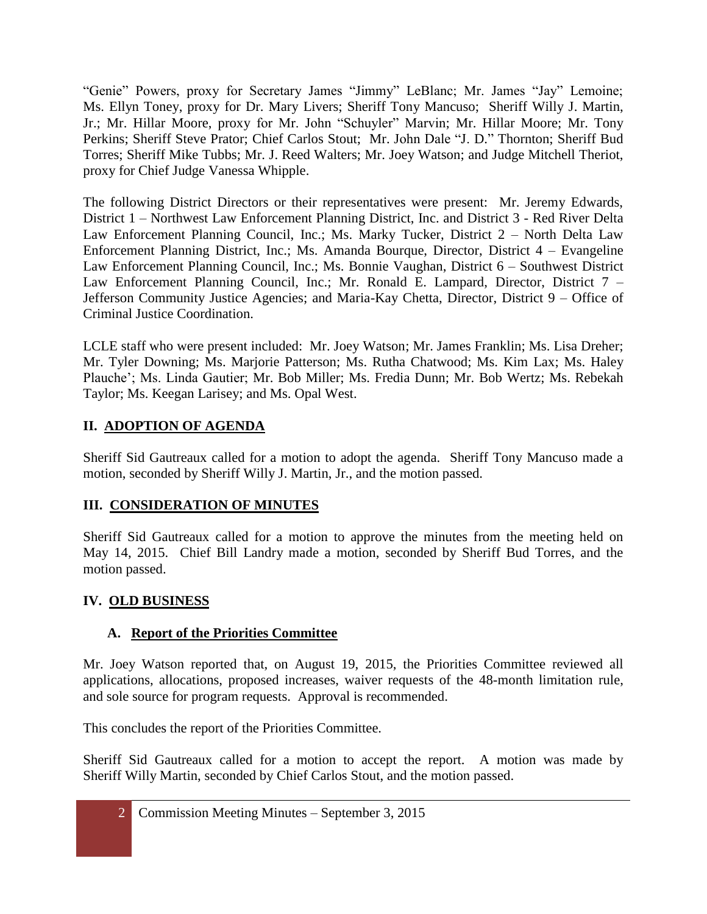"Genie" Powers, proxy for Secretary James "Jimmy" LeBlanc; Mr. James "Jay" Lemoine; Ms. Ellyn Toney, proxy for Dr. Mary Livers; Sheriff Tony Mancuso; Sheriff Willy J. Martin, Jr.; Mr. Hillar Moore, proxy for Mr. John "Schuyler" Marvin; Mr. Hillar Moore; Mr. Tony Perkins; Sheriff Steve Prator; Chief Carlos Stout; Mr. John Dale "J. D." Thornton; Sheriff Bud Torres; Sheriff Mike Tubbs; Mr. J. Reed Walters; Mr. Joey Watson; and Judge Mitchell Theriot, proxy for Chief Judge Vanessa Whipple.

The following District Directors or their representatives were present: Mr. Jeremy Edwards, District 1 – Northwest Law Enforcement Planning District, Inc. and District 3 - Red River Delta Law Enforcement Planning Council, Inc.; Ms. Marky Tucker, District 2 – North Delta Law Enforcement Planning District, Inc.; Ms. Amanda Bourque, Director, District 4 – Evangeline Law Enforcement Planning Council, Inc.; Ms. Bonnie Vaughan, District 6 – Southwest District Law Enforcement Planning Council, Inc.; Mr. Ronald E. Lampard, Director, District 7 – Jefferson Community Justice Agencies; and Maria-Kay Chetta, Director, District 9 – Office of Criminal Justice Coordination.

LCLE staff who were present included: Mr. Joey Watson; Mr. James Franklin; Ms. Lisa Dreher; Mr. Tyler Downing; Ms. Marjorie Patterson; Ms. Rutha Chatwood; Ms. Kim Lax; Ms. Haley Plauche'; Ms. Linda Gautier; Mr. Bob Miller; Ms. Fredia Dunn; Mr. Bob Wertz; Ms. Rebekah Taylor; Ms. Keegan Larisey; and Ms. Opal West.

## II. ADOPTION OF AGENDA

Sheriff Sid Gautreaux called for a motion to adopt the agenda. Sheriff Tony Mancuso made a motion, seconded by Sheriff Willy J. Martin, Jr., and the motion passed.

## III. CONSIDERATION OF MINUTES

Sheriff Sid Gautreaux called for a motion to approve the minutes from the meeting held on May 14, 2015. Chief Bill Landry made a motion, seconded by Sheriff Bud Torres, and the motion passed.

## IV. OLD BUSINESS

### A. Report of the Priorities Committee

Mr. Joey Watson reported that, on August 19, 2015, the Priorities Committee reviewed all applications, allocations, proposed increases, waiver requests of the 48-month limitation rule, and sole source for program requests. Approval is recommended.

This concludes the report of the Priorities Committee.

Sheriff Sid Gautreaux called for a motion to accept the report. A motion was made by Sheriff Willy Martin, seconded by Chief Carlos Stout, and the motion passed.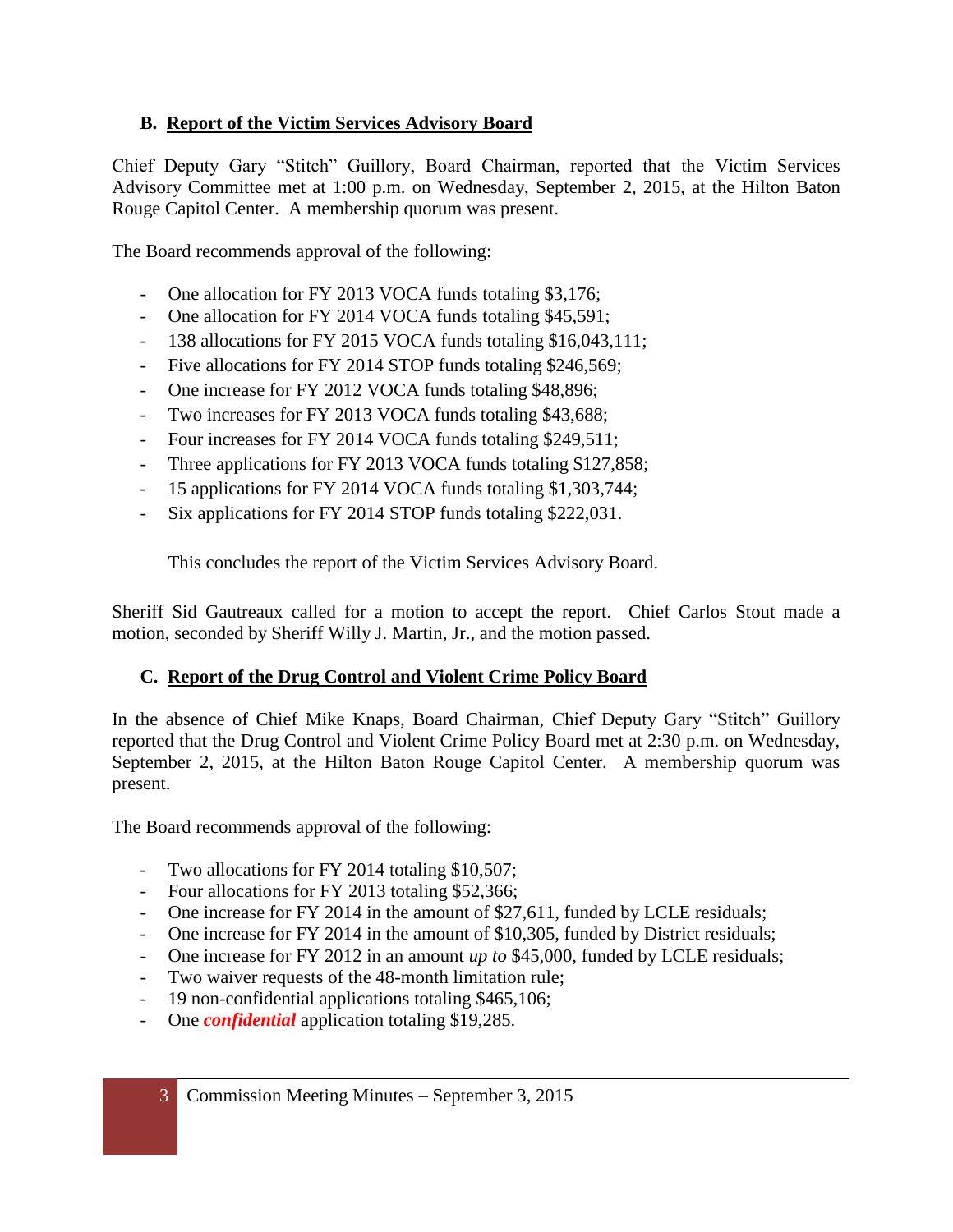### B. Report of the Victim Services Advisory Board

Chief Deputy Gary "Stitch" Guillory, Board Chairman, reported that the Victim Services Advisory Committee met at 1:00 p.m. on Wednesday, September 2, 2015, at the Hilton Baton Rouge Capitol Center. A membership quorum was present.

The Board recommends approval of the following:

- One allocation for FY 2013 VOCA funds totaling $3,176;
- One allocation for FY 2014 VOCA funds totaling $45,591;
- 138 allocations for FY 2015 VOCA funds totaling $16,043,111;
- Five allocations for FY 2014 STOP funds totaling $246,569;
- One increase for FY 2012 VOCA funds totaling $48,896;
- Two increases for FY 2013 VOCA funds totaling $43,688;
- Four increases for FY 2014 VOCA funds totaling $249,511;
- Three applications for FY 2013 VOCA funds totaling $127,858;
- 15 applications for FY 2014 VOCA funds totaling $1,303,744;
- Six applications for FY 2014 STOP funds totaling $222,031.

This concludes the report of the Victim Services Advisory Board.

Sheriff Sid Gautreaux called for a motion to accept the report. Chief Carlos Stout made a motion, seconded by Sheriff Willy J. Martin, Jr., and the motion passed.

### C. Report of the Drug Control and Violent Crime Policy Board

In the absence of Chief Mike Knaps, Board Chairman, Chief Deputy Gary "Stitch" Guillory reported that the Drug Control and Violent Crime Policy Board met at 2:30 p.m. on Wednesday, September 2, 2015, at the Hilton Baton Rouge Capitol Center. A membership quorum was present.

The Board recommends approval of the following:

- Two allocations for FY 2014 totaling $10,507;
- Four allocations for FY 2013 totaling $52,366;
- One increase for FY 2014 in the amount of $27,611, funded by LCLE residuals;
- One increase for FY 2014 in the amount of $10,305, funded by District residuals;
- One increase for FY 2012 in an amount *up to* $45,000, funded by LCLE residuals;
- Two waiver requests of the 48-month limitation rule;
- 19 non-confidential applications totaling $465,106;
- One ***confidential*** application totaling $19,285.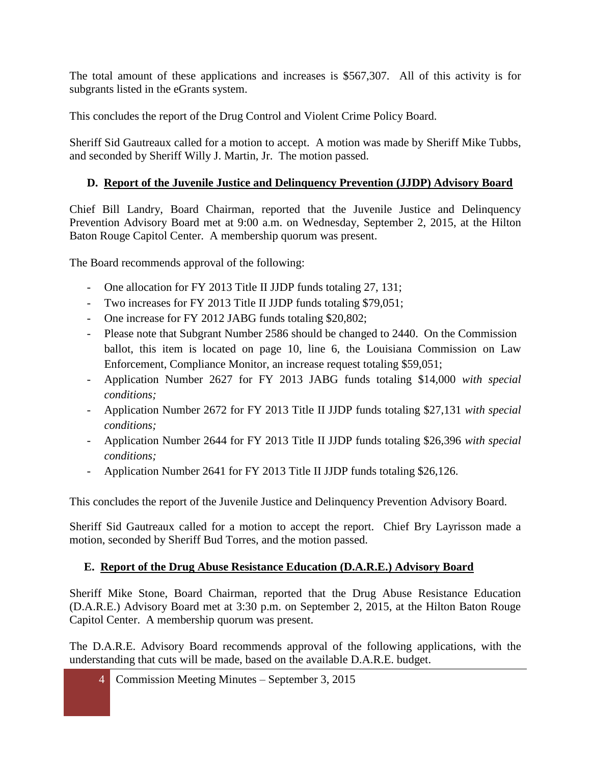The total amount of these applications and increases is $567,307. All of this activity is for subgrants listed in the eGrants system.

This concludes the report of the Drug Control and Violent Crime Policy Board.

Sheriff Sid Gautreaux called for a motion to accept. A motion was made by Sheriff Mike Tubbs, and seconded by Sheriff Willy J. Martin, Jr. The motion passed.

### D. Report of the Juvenile Justice and Delinquency Prevention (JJDP) Advisory Board

Chief Bill Landry, Board Chairman, reported that the Juvenile Justice and Delinquency Prevention Advisory Board met at 9:00 a.m. on Wednesday, September 2, 2015, at the Hilton Baton Rouge Capitol Center. A membership quorum was present.

The Board recommends approval of the following:

- One allocation for FY 2013 Title II JJDP funds totaling 27, 131;
- Two increases for FY 2013 Title II JJDP funds totaling $79,051;
- One increase for FY 2012 JABG funds totaling $20,802;
- Please note that Subgrant Number 2586 should be changed to 2440. On the Commission ballot, this item is located on page 10, line 6, the Louisiana Commission on Law Enforcement, Compliance Monitor, an increase request totaling $59,051;
- Application Number 2627 for FY 2013 JABG funds totaling $14,000 *with special conditions;*
- Application Number 2672 for FY 2013 Title II JJDP funds totaling $27,131 *with special conditions;*
- Application Number 2644 for FY 2013 Title II JJDP funds totaling $26,396 *with special conditions;*
- Application Number 2641 for FY 2013 Title II JJDP funds totaling $26,126.

This concludes the report of the Juvenile Justice and Delinquency Prevention Advisory Board.

Sheriff Sid Gautreaux called for a motion to accept the report. Chief Bry Layrisson made a motion, seconded by Sheriff Bud Torres, and the motion passed.

### E. Report of the Drug Abuse Resistance Education (D.A.R.E.) Advisory Board

Sheriff Mike Stone, Board Chairman, reported that the Drug Abuse Resistance Education (D.A.R.E.) Advisory Board met at 3:30 p.m. on September 2, 2015, at the Hilton Baton Rouge Capitol Center. A membership quorum was present.

The D.A.R.E. Advisory Board recommends approval of the following applications, with the understanding that cuts will be made, based on the available D.A.R.E. budget.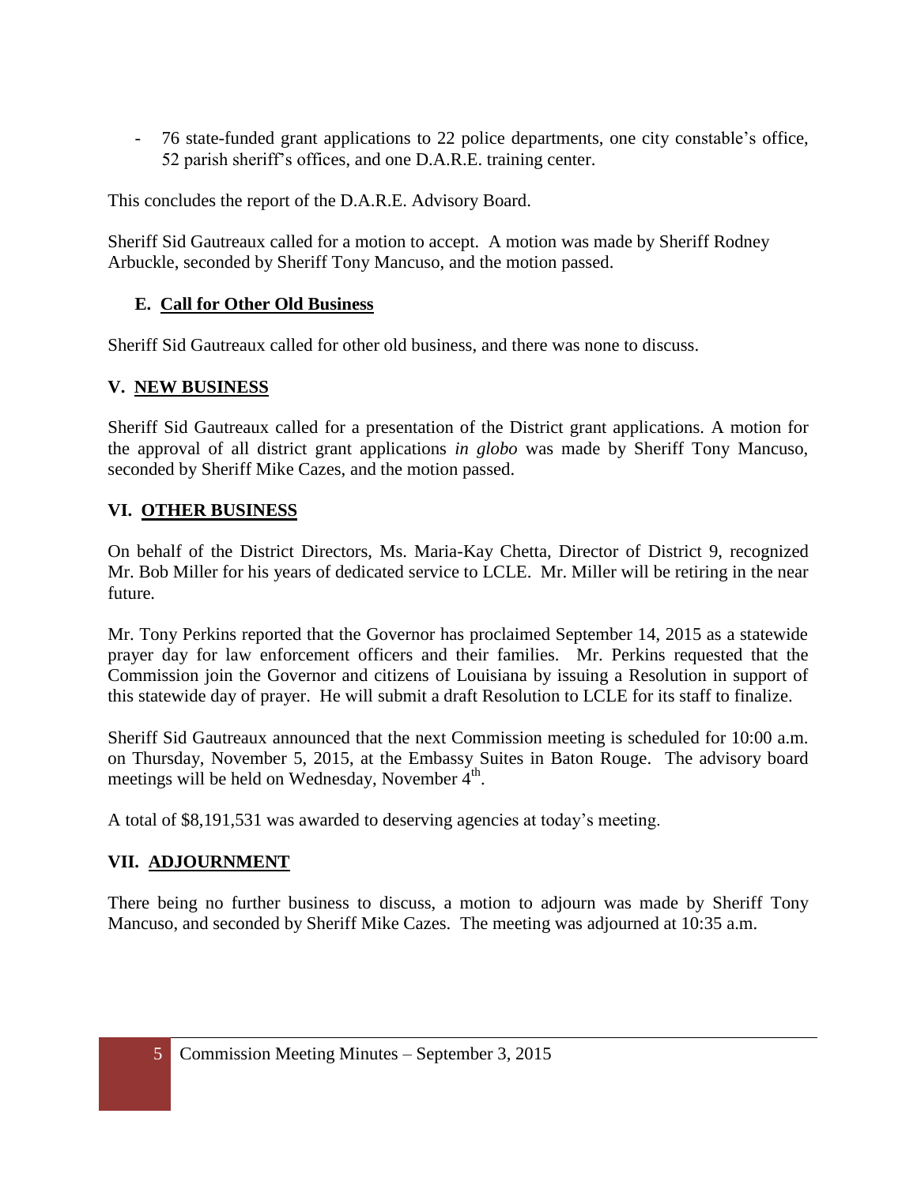- 76 state-funded grant applications to 22 police departments, one city constable's office, 52 parish sheriff's offices, and one D.A.R.E. training center.

This concludes the report of the D.A.R.E. Advisory Board.

Sheriff Sid Gautreaux called for a motion to accept. A motion was made by Sheriff Rodney Arbuckle, seconded by Sheriff Tony Mancuso, and the motion passed.

### E. Call for Other Old Business

Sheriff Sid Gautreaux called for other old business, and there was none to discuss.

## V. NEW BUSINESS

Sheriff Sid Gautreaux called for a presentation of the District grant applications. A motion for the approval of all district grant applications *in globo* was made by Sheriff Tony Mancuso, seconded by Sheriff Mike Cazes, and the motion passed.

## VI. OTHER BUSINESS

On behalf of the District Directors, Ms. Maria-Kay Chetta, Director of District 9, recognized Mr. Bob Miller for his years of dedicated service to LCLE. Mr. Miller will be retiring in the near future.

Mr. Tony Perkins reported that the Governor has proclaimed September 14, 2015 as a statewide prayer day for law enforcement officers and their families. Mr. Perkins requested that the Commission join the Governor and citizens of Louisiana by issuing a Resolution in support of this statewide day of prayer. He will submit a draft Resolution to LCLE for its staff to finalize.

Sheriff Sid Gautreaux announced that the next Commission meeting is scheduled for 10:00 a.m. on Thursday, November 5, 2015, at the Embassy Suites in Baton Rouge. The advisory board meetings will be held on Wednesday, November 4th.

A total of $8,191,531 was awarded to deserving agencies at today's meeting.

## VII. ADJOURNMENT

There being no further business to discuss, a motion to adjourn was made by Sheriff Tony Mancuso, and seconded by Sheriff Mike Cazes. The meeting was adjourned at 10:35 a.m.